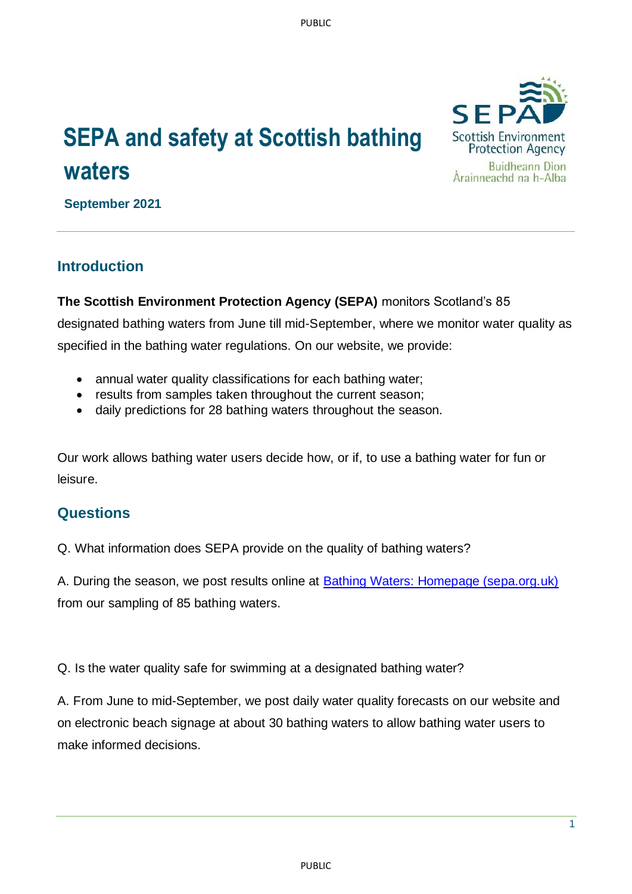# SEPA and safety at Scottish bathing waters

**September 2021**

## Introduction

**The Scottish Environment Protection Agency (SEPA)** monitors Scotland's 85 designated bathing waters from June till mid-September, where we monitor water quality as specified in the bathing water regulations. On our website, we provide:

- annual water quality classifications for each bathing water;
- results from samples taken throughout the current season;
- daily predictions for 28 bathing waters throughout the season.

Our work allows bathing water users decide how, or if, to use a bathing water for fun or leisure.

## Questions

Q. What information does SEPA provide on the quality of bathing waters?

A. During the season, we post results online at [Bathing Waters: Homepage (sepa.org.uk)](https://www.sepa.org.uk) from our sampling of 85 bathing waters.

Q. Is the water quality safe for swimming at a designated bathing water?

A. From June to mid-September, we post daily water quality forecasts on our website and on electronic beach signage at about 30 bathing waters to allow bathing water users to make informed decisions.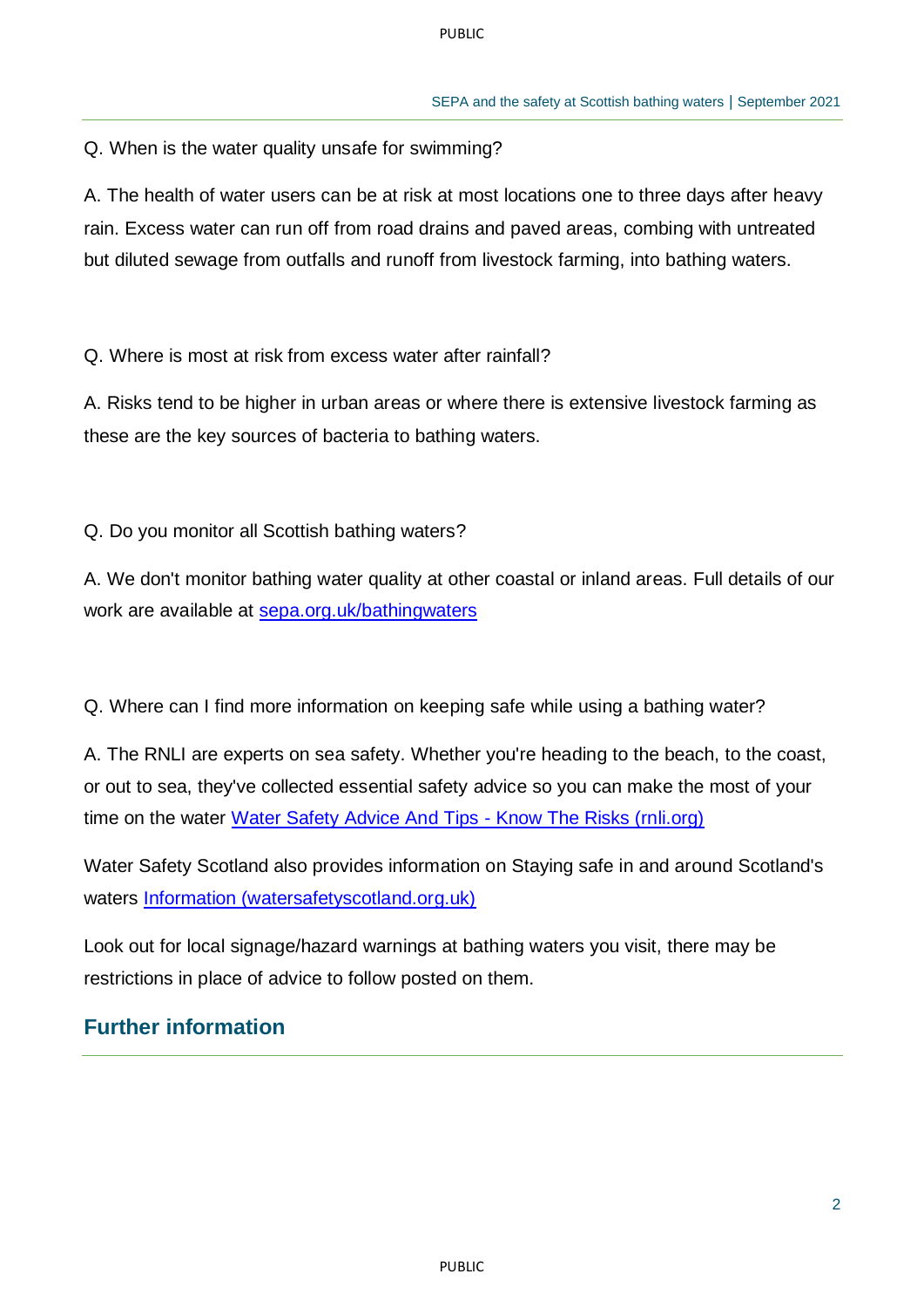Q. When is the water quality unsafe for swimming?

A. The health of water users can be at risk at most locations one to three days after heavy rain. Excess water can run off from road drains and paved areas, combining with untreated but diluted sewage from outfalls and runoff from livestock farming, into bathing waters.

Q. Where is most at risk from excess water after rainfall?

A. Risks tend to be higher in urban areas or where there is extensive livestock farming as these are the key sources of bacteria to bathing waters.

Q. Do you monitor all Scottish bathing waters?

A. We don't monitor bathing water quality at other coastal or inland areas. Full details of our work are available at [sepa.org.uk/bathingwaters](sepa.org.uk/bathingwaters)

Q. Where can I find more information on keeping safe while using a bathing water?

A. The RNLI are experts on sea safety. Whether you're heading to the beach, to the coast, or out to sea, they've collected essential safety advice so you can make the most of your time on the water [Water Safety Advice And Tips - Know The Risks (rnli.org)](rnli.org)

Water Safety Scotland also provides information on Staying safe in and around Scotland's waters [Information (watersafetyscotland.org.uk)](watersafetyscotland.org.uk)

Look out for local signage/hazard warnings at bathing waters you visit, there may be restrictions in place of advice to follow posted on them.

## Further information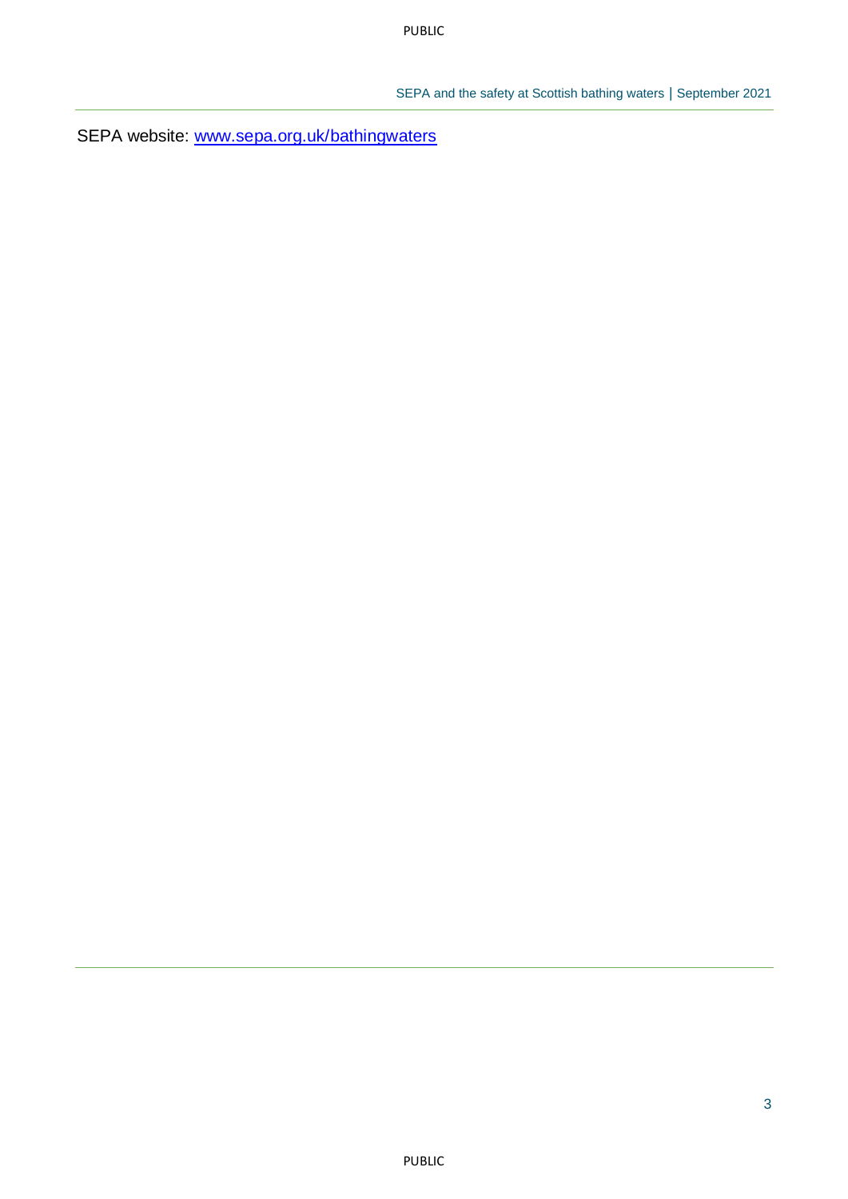SEPA website: [www.sepa.org.uk/bathingwaters](http://www.sepa.org.uk/bathingwaters)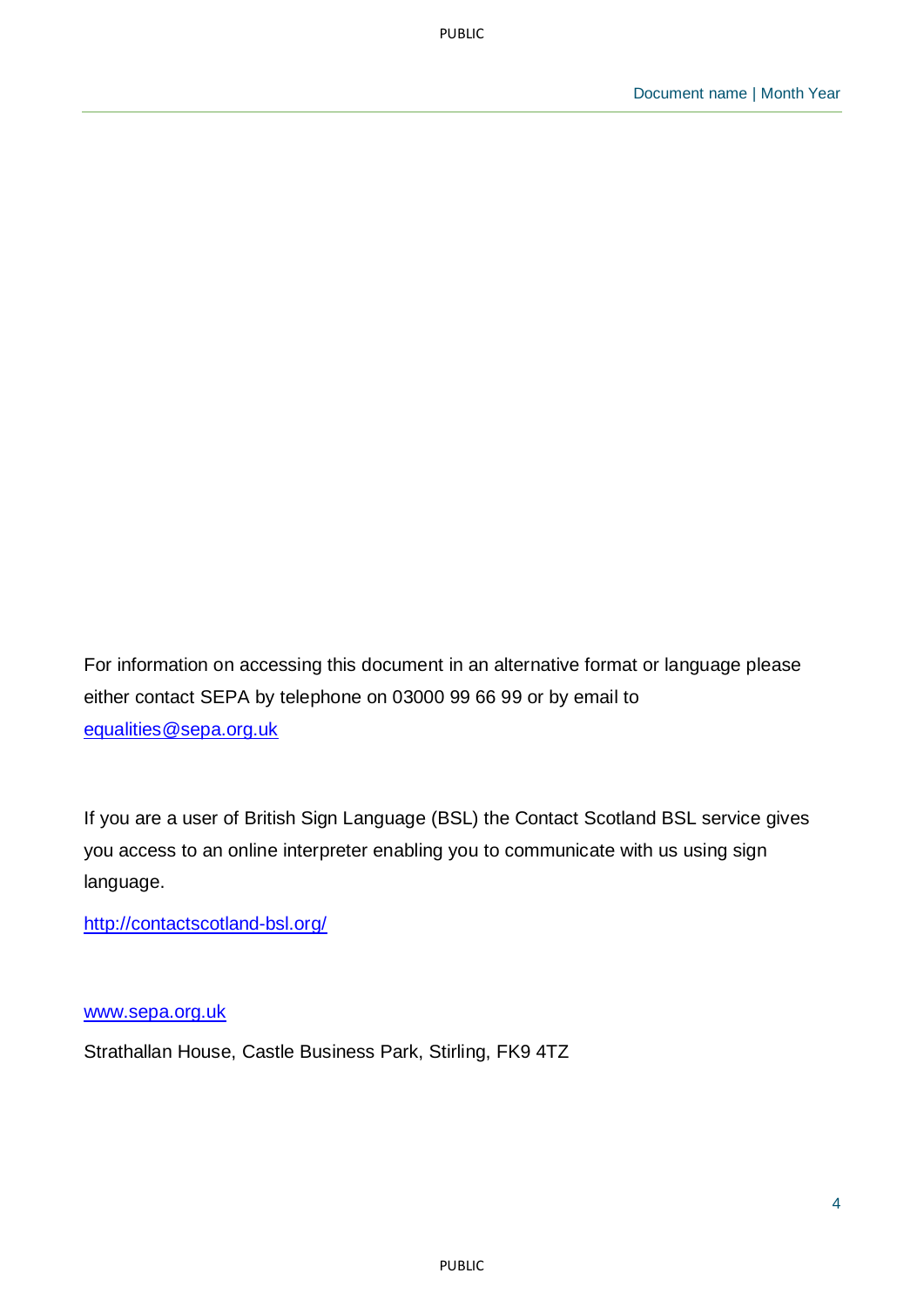For information on accessing this document in an alternative format or language please either contact SEPA by telephone on 03000 99 66 99 or by email to [equalities@sepa.org.uk](mailto:equalities@sepa.org.uk)

If you are a user of British Sign Language (BSL) the Contact Scotland BSL service gives you access to an online interpreter enabling you to communicate with us using sign language.

[http://contactscotland-bsl.org/](http://contactscotland-bsl.org/)

[www.sepa.org.uk](http://www.sepa.org.uk)

Strathallan House, Castle Business Park, Stirling, FK9 4TZ